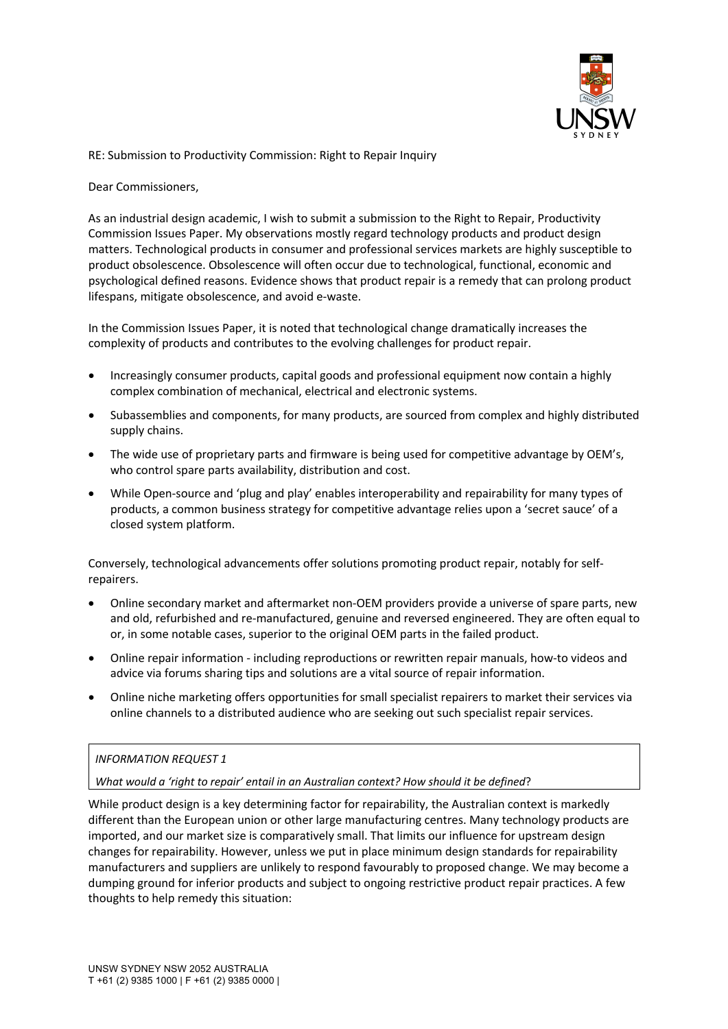RE: Submission to Productivity Commission: Right to Repair Inquiry

Dear Commissioners,

As an industrial design academic, I wish to submit a submission to the Right to Repair, Productivity Commission Issues Paper. My observations mostly regard technology products and product design matters. Technological products in consumer and professional services markets are highly susceptible to product obsolescence. Obsolescence will often occur due to technological, functional, economic and psychological defined reasons. Evidence shows that product repair is a remedy that can prolong product lifespans, mitigate obsolescence, and avoid e-waste.

In the Commission Issues Paper, it is noted that technological change dramatically increases the complexity of products and contributes to the evolving challenges for product repair.

- Increasingly consumer products, capital goods and professional equipment now contain a highly complex combination of mechanical, electrical and electronic systems.
- Subassemblies and components, for many products, are sourced from complex and highly distributed supply chains.
- The wide use of proprietary parts and firmware is being used for competitive advantage by OEM's, who control spare parts availability, distribution and cost.
- While Open-source and 'plug and play' enables interoperability and repairability for many types of products, a common business strategy for competitive advantage relies upon a 'secret sauce' of a closed system platform.

Conversely, technological advancements offer solutions promoting product repair, notably for self-repairers.

- Online secondary market and aftermarket non-OEM providers provide a universe of spare parts, new and old, refurbished and re-manufactured, genuine and reversed engineered. They are often equal to or, in some notable cases, superior to the original OEM parts in the failed product.
- Online repair information - including reproductions or rewritten repair manuals, how-to videos and advice via forums sharing tips and solutions are a vital source of repair information.
- Online niche marketing offers opportunities for small specialist repairers to market their services via online channels to a distributed audience who are seeking out such specialist repair services.

*INFORMATION REQUEST 1*

*What would a 'right to repair' entail in an Australian context? How should it be defined*?

While product design is a key determining factor for repairability, the Australian context is markedly different than the European union or other large manufacturing centres. Many technology products are imported, and our market size is comparatively small. That limits our influence for upstream design changes for repairability. However, unless we put in place minimum design standards for repairability manufacturers and suppliers are unlikely to respond favourably to proposed change. We may become a dumping ground for inferior products and subject to ongoing restrictive product repair practices. A few thoughts to help remedy this situation: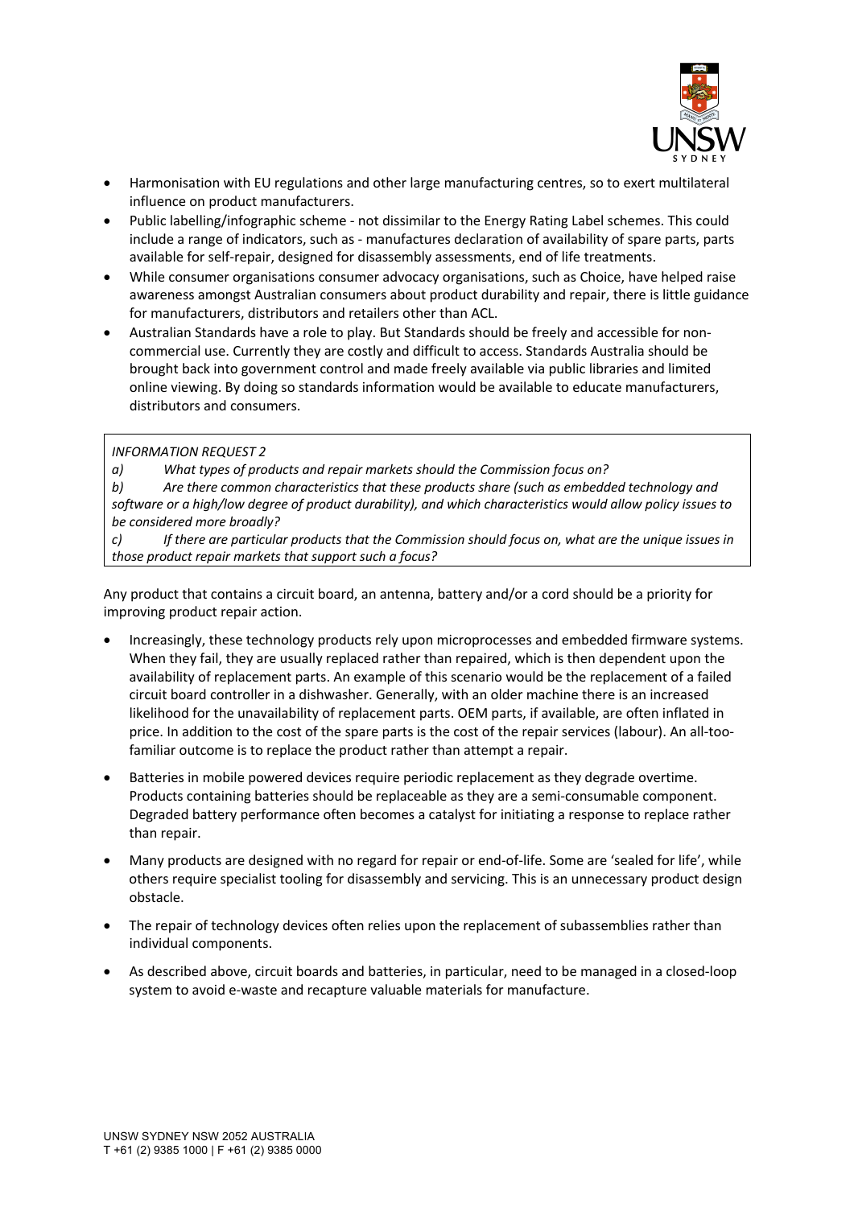- Harmonisation with EU regulations and other large manufacturing centres, so to exert multilateral influence on product manufacturers.
- Public labelling/infographic scheme - not dissimilar to the Energy Rating Label schemes. This could include a range of indicators, such as - manufactures declaration of availability of spare parts, parts available for self-repair, designed for disassembly assessments, end of life treatments.
- While consumer organisations consumer advocacy organisations, such as Choice, have helped raise awareness amongst Australian consumers about product durability and repair, there is little guidance for manufacturers, distributors and retailers other than ACL.
- Australian Standards have a role to play. But Standards should be freely and accessible for non-commercial use. Currently they are costly and difficult to access. Standards Australia should be brought back into government control and made freely available via public libraries and limited online viewing. By doing so standards information would be available to educate manufacturers, distributors and consumers.

> *INFORMATION REQUEST 2*
>
> *a) What types of products and repair markets should the Commission focus on?*
>
> *b) Are there common characteristics that these products share (such as embedded technology and software or a high/low degree of product durability), and which characteristics would allow policy issues to be considered more broadly?*
>
> *c) If there are particular products that the Commission should focus on, what are the unique issues in those product repair markets that support such a focus?*

Any product that contains a circuit board, an antenna, battery and/or a cord should be a priority for improving product repair action.

- Increasingly, these technology products rely upon microprocesses and embedded firmware systems. When they fail, they are usually replaced rather than repaired, which is then dependent upon the availability of replacement parts. An example of this scenario would be the replacement of a failed circuit board controller in a dishwasher. Generally, with an older machine there is an increased likelihood for the unavailability of replacement parts. OEM parts, if available, are often inflated in price. In addition to the cost of the spare parts is the cost of the repair services (labour). An all-too-familiar outcome is to replace the product rather than attempt a repair.
- Batteries in mobile powered devices require periodic replacement as they degrade overtime. Products containing batteries should be replaceable as they are a semi-consumable component. Degraded battery performance often becomes a catalyst for initiating a response to replace rather than repair.
- Many products are designed with no regard for repair or end-of-life. Some are 'sealed for life', while others require specialist tooling for disassembly and servicing. This is an unnecessary product design obstacle.
- The repair of technology devices often relies upon the replacement of subassemblies rather than individual components.
- As described above, circuit boards and batteries, in particular, need to be managed in a closed-loop system to avoid e-waste and recapture valuable materials for manufacture.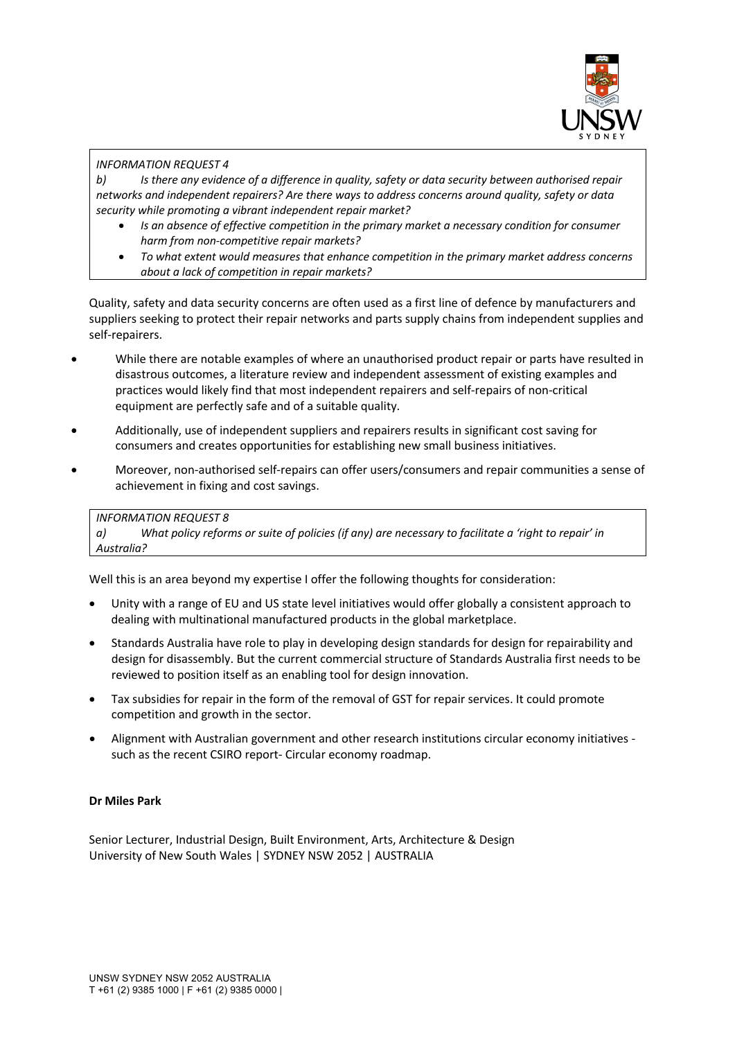*INFORMATION REQUEST 4*

*b) Is there any evidence of a difference in quality, safety or data security between authorised repair networks and independent repairers? Are there ways to address concerns around quality, safety or data security while promoting a vibrant independent repair market?*

- *Is an absence of effective competition in the primary market a necessary condition for consumer harm from non-competitive repair markets?*
- *To what extent would measures that enhance competition in the primary market address concerns about a lack of competition in repair markets?*

Quality, safety and data security concerns are often used as a first line of defence by manufacturers and suppliers seeking to protect their repair networks and parts supply chains from independent supplies and self-repairers.

- While there are notable examples of where an unauthorised product repair or parts have resulted in disastrous outcomes, a literature review and independent assessment of existing examples and practices would likely find that most independent repairers and self-repairs of non-critical equipment are perfectly safe and of a suitable quality.
- Additionally, use of independent suppliers and repairers results in significant cost saving for consumers and creates opportunities for establishing new small business initiatives.
- Moreover, non-authorised self-repairs can offer users/consumers and repair communities a sense of achievement in fixing and cost savings.

*INFORMATION REQUEST 8*

*a) What policy reforms or suite of policies (if any) are necessary to facilitate a 'right to repair' in Australia?*

Well this is an area beyond my expertise I offer the following thoughts for consideration:

- Unity with a range of EU and US state level initiatives would offer globally a consistent approach to dealing with multinational manufactured products in the global marketplace.
- Standards Australia have role to play in developing design standards for design for repairability and design for disassembly. But the current commercial structure of Standards Australia first needs to be reviewed to position itself as an enabling tool for design innovation.
- Tax subsidies for repair in the form of the removal of GST for repair services. It could promote competition and growth in the sector.
- Alignment with Australian government and other research institutions circular economy initiatives - such as the recent CSIRO report- Circular economy roadmap.

**Dr Miles Park**

Senior Lecturer, Industrial Design, Built Environment, Arts, Architecture & Design
University of New South Wales | SYDNEY NSW 2052 | AUSTRALIA

UNSW SYDNEY NSW 2052 AUSTRALIA
T +61 (2) 9385 1000 | F +61 (2) 9385 0000 |